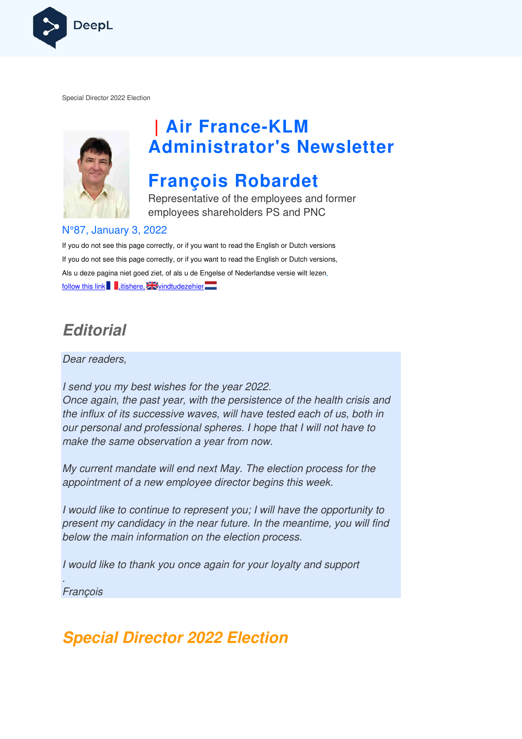Special Director 2022 Election

# | Air France-KLM Administrator's Newsletter

# François Robardet

Representative of the employees and former employees shareholders PS and PNC

N°87, January 3, 2022

If you do not see this page correctly, or if you want to read the English or Dutch versions

If you do not see this page correctly, or if you want to read the English or Dutch versions,

Als u deze pagina niet goed ziet, of als u de Engelse of Nederlandse versie wilt lezen,

follow this link, itishere, vindtudezehier

## Editorial

*Dear readers,*

*I send you my best wishes for the year 2022.*
*Once again, the past year, with the persistence of the health crisis and the influx of its successive waves, will have tested each of us, both in our personal and professional spheres. I hope that I will not have to make the same observation a year from now.*

*My current mandate will end next May. The election process for the appointment of a new employee director begins this week.*

*I would like to continue to represent you; I will have the opportunity to present my candidacy in the near future. In the meantime, you will find below the main information on the election process.*

*I would like to thank you once again for your loyalty and support*
*.*
*François*

## Special Director 2022 Election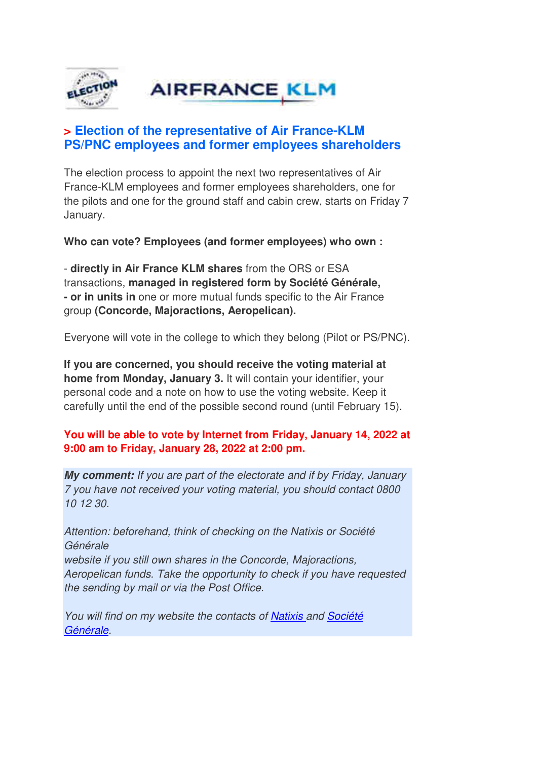## > Election of the representative of Air France-KLM PS/PNC employees and former employees shareholders

The election process to appoint the next two representatives of Air France-KLM employees and former employees shareholders, one for the pilots and one for the ground staff and cabin crew, starts on Friday 7 January.

**Who can vote? Employees (and former employees) who own :**

- **directly in Air France KLM shares** from the ORS or ESA transactions, **managed in registered form by Société Générale,**
**- or in units in** one or more mutual funds specific to the Air France group **(Concorde, Majoractions, Aeropelican).**

Everyone will vote in the college to which they belong (Pilot or PS/PNC).

**If you are concerned, you should receive the voting material at home from Monday, January 3.** It will contain your identifier, your personal code and a note on how to use the voting website. Keep it carefully until the end of the possible second round (until February 15).

**You will be able to vote by Internet from Friday, January 14, 2022 at 9:00 am to Friday, January 28, 2022 at 2:00 pm.**

***My comment:*** *If you are part of the electorate and if by Friday, January 7 you have not received your voting material, you should contact 0800 10 12 30.*

*Attention: beforehand, think of checking on the Natixis or Société Générale website if you still own shares in the Concorde, Majoractions, Aeropelican funds. Take the opportunity to check if you have requested the sending by mail or via the Post Office.*

*You will find on my website the contacts of Natixis and Société Générale.*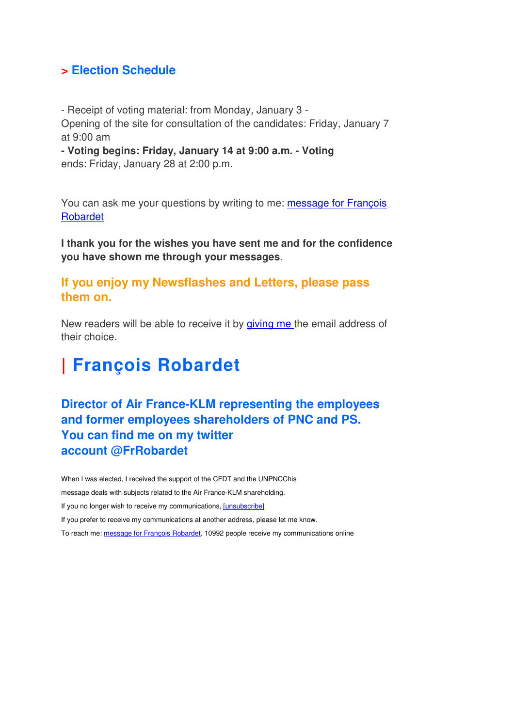## > Election Schedule

- Receipt of voting material: from Monday, January 3 -
Opening of the site for consultation of the candidates: Friday, January 7 at 9:00 am
**- Voting begins: Friday, January 14 at 9:00 a.m. - Voting** ends: Friday, January 28 at 2:00 p.m.

You can ask me your questions by writing to me: message for François Robardet

**I thank you for the wishes you have sent me and for the confidence you have shown me through your messages**.

### If you enjoy my Newsflashes and Letters, please pass them on.

New readers will be able to receive it by giving me the email address of their choice.

# | François Robardet

### Director of Air France-KLM representing the employees and former employees shareholders of PNC and PS.
### You can find me on my twitter account @FrRobardet

When I was elected, I received the support of the CFDT and the UNPNCChis message deals with subjects related to the Air France-KLM shareholding.

If you no longer wish to receive my communications, [unsubscribe]

If you prefer to receive my communications at another address, please let me know.

To reach me: message for François Robardet. 10992 people receive my communications online